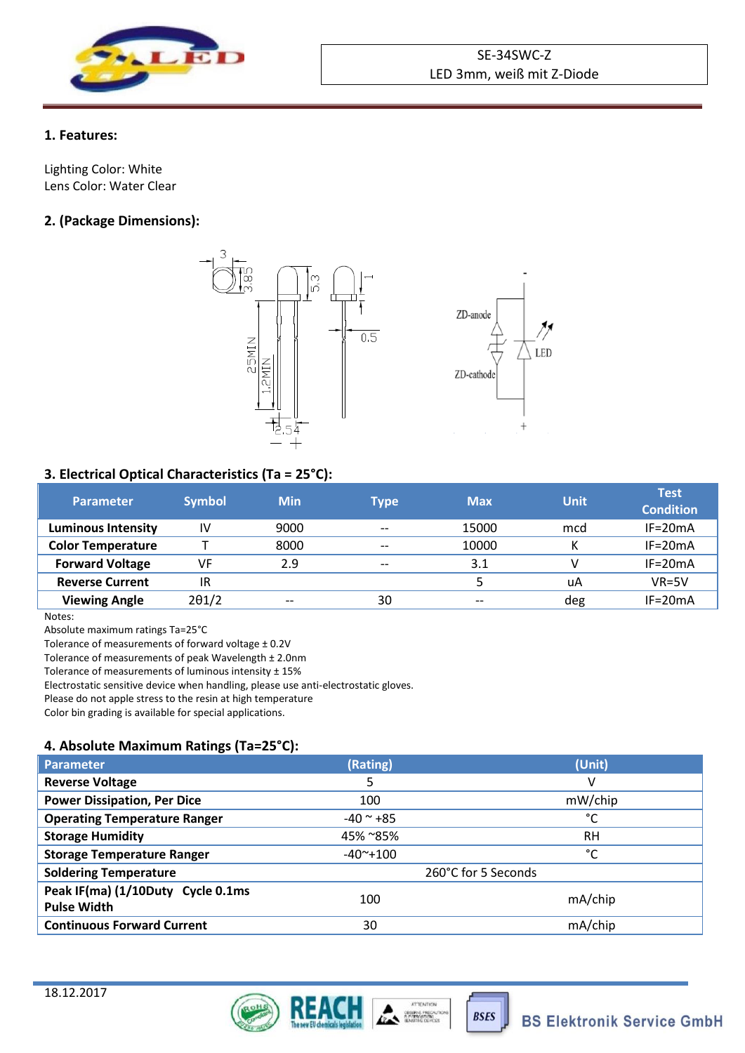SE-34SWC-Z
LED 3mm, weiß mit Z-Diode

## 1. Features:

Lighting Color: White
Lens Color: Water Clear

## 2. (Package Dimensions):

## 3. Electrical Optical Characteristics (Ta = 25°C):

| Parameter | Symbol | Min | Type | Max | Unit | Test Condition |
|---|---|---|---|---|---|---|
| **Luminous Intensity** | IV | 9000 | -- | 15000 | mcd | IF=20mA |
| **Color Temperature** | T | 8000 | -- | 10000 | K | IF=20mA |
| **Forward Voltage** | VF | 2.9 | -- | 3.1 | V | IF=20mA |
| **Reverse Current** | IR | | | 5 | uA | VR=5V |
| **Viewing Angle** | 2θ1/2 | -- | 30 | -- | deg | IF=20mA |

Notes:
Absolute maximum ratings Ta=25°C
Tolerance of measurements of forward voltage ± 0.2V
Tolerance of measurements of peak Wavelength ± 2.0nm
Tolerance of measurements of luminous intensity ± 15%
Electrostatic sensitive device when handling, please use anti-electrostatic gloves.
Please do not apple stress to the resin at high temperature
Color bin grading is available for special applications.

## 4. Absolute Maximum Ratings (Ta=25°C):

| Parameter | (Rating) | (Unit) |
|---|---|---|
| **Reverse Voltage** | 5 | V |
| **Power Dissipation, Per Dice** | 100 | mW/chip |
| **Operating Temperature Ranger** | -40 ~ +85 | °C |
| **Storage Humidity** | 45% ~85% | RH |
| **Storage Temperature Ranger** | -40~+100 | °C |
| **Soldering Temperature** | 260°C for 5 Seconds | |
| **Peak IF(ma) (1/10Duty Cycle 0.1ms Pulse Width** | 100 | mA/chip |
| **Continuous Forward Current** | 30 | mA/chip |

18.12.2017

BS Elektronik Service GmbH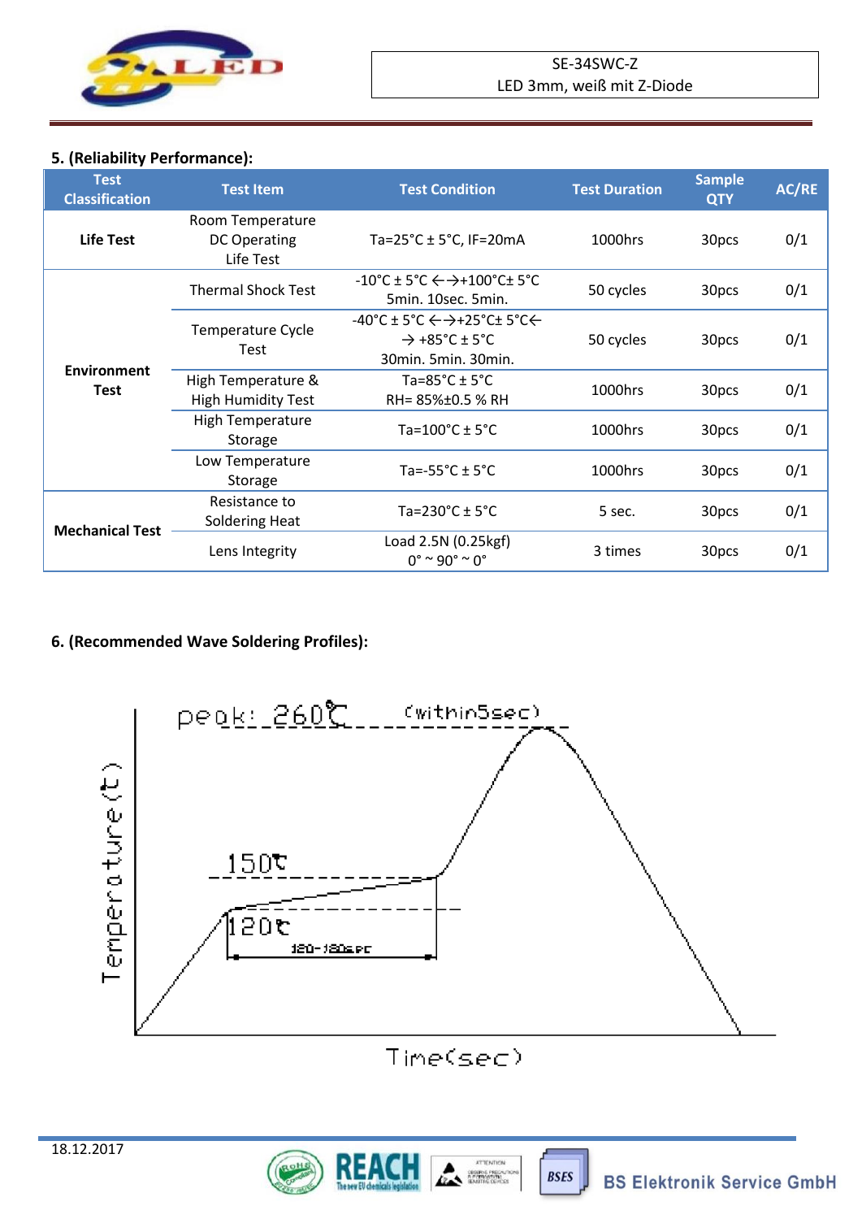## 5. (Reliability Performance):

| Test Classification | Test Item | Test Condition | Test Duration | Sample QTY | AC/RE |
|---|---|---|---|---|---|
| **Life Test** | Room Temperature DC Operating Life Test | Ta=25°C ± 5°C, IF=20mA | 1000hrs | 30pcs | 0/1 |
| **Environment Test** | Thermal Shock Test | -10°C ± 5°C ←→+100°C± 5°C 5min. 10sec. 5min. | 50 cycles | 30pcs | 0/1 |
| | Temperature Cycle Test | -40°C ± 5°C ←→+25°C± 5°C← → +85°C ± 5°C 30min. 5min. 30min. | 50 cycles | 30pcs | 0/1 |
| | High Temperature & High Humidity Test | Ta=85°C ± 5°C RH= 85%±0.5 % RH | 1000hrs | 30pcs | 0/1 |
| | High Temperature Storage | Ta=100°C ± 5°C | 1000hrs | 30pcs | 0/1 |
| | Low Temperature Storage | Ta=-55°C ± 5°C | 1000hrs | 30pcs | 0/1 |
| **Mechanical Test** | Resistance to Soldering Heat | Ta=230°C ± 5°C | 5 sec. | 30pcs | 0/1 |
| | Lens Integrity | Load 2.5N (0.25kgf) 0° ~ 90° ~ 0° | 3 times | 30pcs | 0/1 |

## 6. (Recommended Wave Soldering Profiles):

peak: 260℃ (within5sec)

150℃

120℃

120-180sec

Temperature (℃)

Time(sec)

18.12.2017

BS Elektronik Service GmbH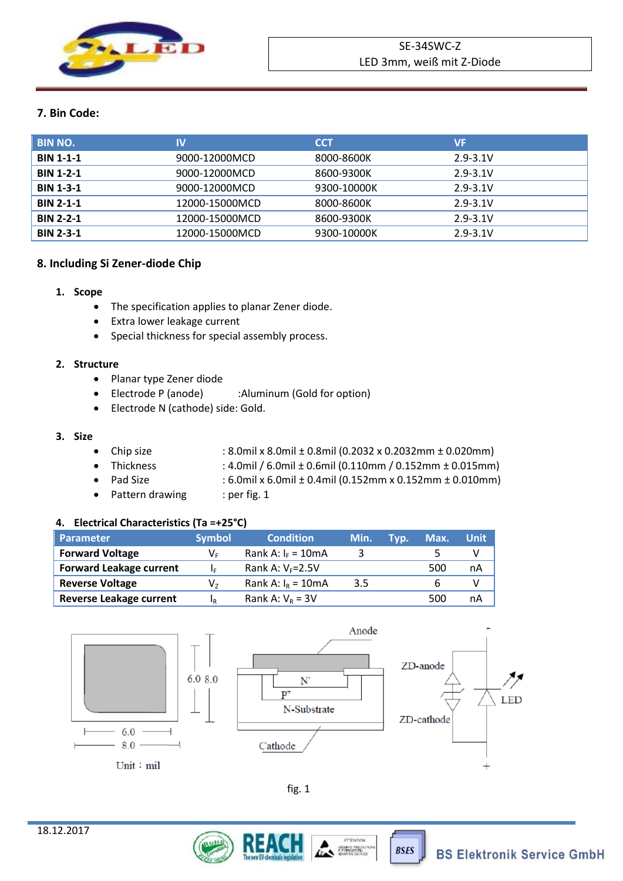## 7. Bin Code:

| BIN NO. | IV | CCT | VF |
|---|---|---|---|
| **BIN 1-1-1** | 9000-12000MCD | 8000-8600K | 2.9-3.1V |
| **BIN 1-2-1** | 9000-12000MCD | 8600-9300K | 2.9-3.1V |
| **BIN 1-3-1** | 9000-12000MCD | 9300-10000K | 2.9-3.1V |
| **BIN 2-1-1** | 12000-15000MCD | 8000-8600K | 2.9-3.1V |
| **BIN 2-2-1** | 12000-15000MCD | 8600-9300K | 2.9-3.1V |
| **BIN 2-3-1** | 12000-15000MCD | 9300-10000K | 2.9-3.1V |

## 8. Including Si Zener-diode Chip

1. **Scope**
   - The specification applies to planar Zener diode.
   - Extra lower leakage current
   - Special thickness for special assembly process.

2. **Structure**
   - Planar type Zener diode
   - Electrode P (anode) :Aluminum (Gold for option)
   - Electrode N (cathode) side: Gold.

3. **Size**
   - Chip size : 8.0mil x 8.0mil ± 0.8mil (0.2032 x 0.2032mm ± 0.020mm)
   - Thickness : 4.0mil / 6.0mil ± 0.6mil (0.110mm / 0.152mm ± 0.015mm)
   - Pad Size : 6.0mil x 6.0mil ± 0.4mil (0.152mm x 0.152mm ± 0.010mm)
   - Pattern drawing : per fig. 1

4. **Electrical Characteristics (Ta =+25°C)**

| Parameter | Symbol | Condition | Min. | Typ. | Max. | Unit |
|---|---|---|---|---|---|---|
| **Forward Voltage** | $V_F$ | Rank A: $I_F$ = 10mA | 3 | | 5 | V |
| **Forward Leakage current** | $I_F$ | Rank A: $V_F$=2.5V | | | 500 | nA |
| **Reverse Voltage** | $V_Z$ | Rank A: $I_R$ = 10mA | 3.5 | | 6 | V |
| **Reverse Leakage current** | $I_R$ | Rank A: $V_R$ = 3V | | | 500 | nA |

6.0 8.0
6.0
8.0
Unit：mil
Anode
N
P+
N-Substrate
Cathode
ZD-anode
ZD-cathode
LED
-
+

fig. 1

18.12.2017